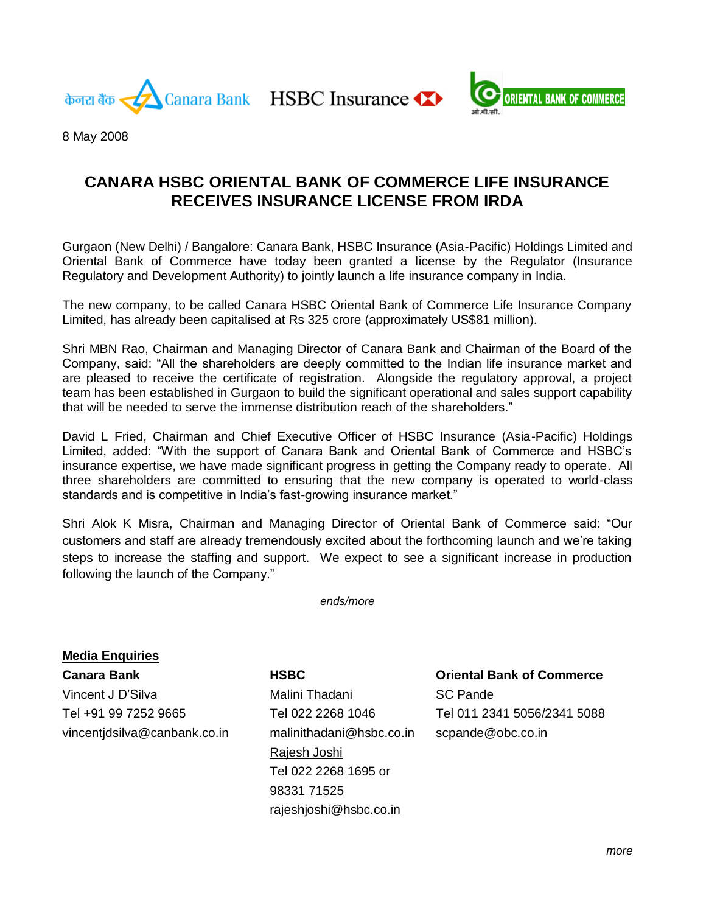केनरा बैंक Canara Bank HSBC Insurance ORIENTAL BANK OF COMMERCE

8 May 2008

# CANARA HSBC ORIENTAL BANK OF COMMERCE LIFE INSURANCE RECEIVES INSURANCE LICENSE FROM IRDA

Gurgaon (New Delhi) / Bangalore: Canara Bank, HSBC Insurance (Asia-Pacific) Holdings Limited and Oriental Bank of Commerce have today been granted a license by the Regulator (Insurance Regulatory and Development Authority) to jointly launch a life insurance company in India.

The new company, to be called Canara HSBC Oriental Bank of Commerce Life Insurance Company Limited, has already been capitalised at Rs 325 crore (approximately US$81 million).

Shri MBN Rao, Chairman and Managing Director of Canara Bank and Chairman of the Board of the Company, said: "All the shareholders are deeply committed to the Indian life insurance market and are pleased to receive the certificate of registration. Alongside the regulatory approval, a project team has been established in Gurgaon to build the significant operational and sales support capability that will be needed to serve the immense distribution reach of the shareholders."

David L Fried, Chairman and Chief Executive Officer of HSBC Insurance (Asia-Pacific) Holdings Limited, added: "With the support of Canara Bank and Oriental Bank of Commerce and HSBC's insurance expertise, we have made significant progress in getting the Company ready to operate. All three shareholders are committed to ensuring that the new company is operated to world-class standards and is competitive in India's fast-growing insurance market."

Shri Alok K Misra, Chairman and Managing Director of Oriental Bank of Commerce said: "Our customers and staff are already tremendously excited about the forthcoming launch and we're taking steps to increase the staffing and support. We expect to see a significant increase in production following the launch of the Company."

*ends/more*

**Media Enquiries**

**Canara Bank**
Vincent J D'Silva
Tel +91 99 7252 9665
vincentjdsilva@canbank.co.in

**HSBC**
Malini Thadani
Tel 022 2268 1046
malinithadani@hsbc.co.in
Rajesh Joshi
Tel 022 2268 1695 or
98331 71525
rajeshjoshi@hsbc.co.in

**Oriental Bank of Commerce**
SC Pande
Tel 011 2341 5056/2341 5088
scpande@obc.co.in

*more*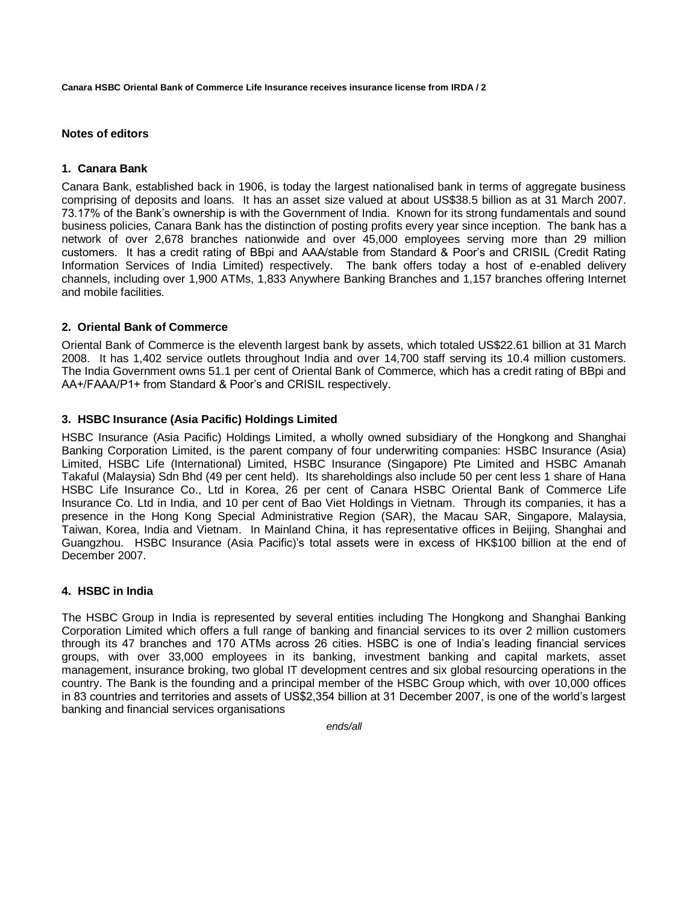**Notes of editors**

**1. Canara Bank**

Canara Bank, established back in 1906, is today the largest nationalised bank in terms of aggregate business comprising of deposits and loans. It has an asset size valued at about US$38.5 billion as at 31 March 2007. 73.17% of the Bank's ownership is with the Government of India. Known for its strong fundamentals and sound business policies, Canara Bank has the distinction of posting profits every year since inception. The bank has a network of over 2,678 branches nationwide and over 45,000 employees serving more than 29 million customers. It has a credit rating of BBpi and AAA/stable from Standard & Poor's and CRISIL (Credit Rating Information Services of India Limited) respectively. The bank offers today a host of e-enabled delivery channels, including over 1,900 ATMs, 1,833 Anywhere Banking Branches and 1,157 branches offering Internet and mobile facilities.

**2. Oriental Bank of Commerce**

Oriental Bank of Commerce is the eleventh largest bank by assets, which totaled US$22.61 billion at 31 March 2008. It has 1,402 service outlets throughout India and over 14,700 staff serving its 10.4 million customers. The India Government owns 51.1 per cent of Oriental Bank of Commerce, which has a credit rating of BBpi and AA+/FAAA/P1+ from Standard & Poor's and CRISIL respectively.

**3. HSBC Insurance (Asia Pacific) Holdings Limited**

HSBC Insurance (Asia Pacific) Holdings Limited, a wholly owned subsidiary of the Hongkong and Shanghai Banking Corporation Limited, is the parent company of four underwriting companies: HSBC Insurance (Asia) Limited, HSBC Life (International) Limited, HSBC Insurance (Singapore) Pte Limited and HSBC Amanah Takaful (Malaysia) Sdn Bhd (49 per cent held). Its shareholdings also include 50 per cent less 1 share of Hana HSBC Life Insurance Co., Ltd in Korea, 26 per cent of Canara HSBC Oriental Bank of Commerce Life Insurance Co. Ltd in India, and 10 per cent of Bao Viet Holdings in Vietnam. Through its companies, it has a presence in the Hong Kong Special Administrative Region (SAR), the Macau SAR, Singapore, Malaysia, Taiwan, Korea, India and Vietnam. In Mainland China, it has representative offices in Beijing, Shanghai and Guangzhou. HSBC Insurance (Asia Pacific)'s total assets were in excess of HK$100 billion at the end of December 2007.

**4. HSBC in India**

The HSBC Group in India is represented by several entities including The Hongkong and Shanghai Banking Corporation Limited which offers a full range of banking and financial services to its over 2 million customers through its 47 branches and 170 ATMs across 26 cities. HSBC is one of India's leading financial services groups, with over 33,000 employees in its banking, investment banking and capital markets, asset management, insurance broking, two global IT development centres and six global resourcing operations in the country. The Bank is the founding and a principal member of the HSBC Group which, with over 10,000 offices in 83 countries and territories and assets of US$2,354 billion at 31 December 2007, is one of the world's largest banking and financial services organisations

*ends/all*